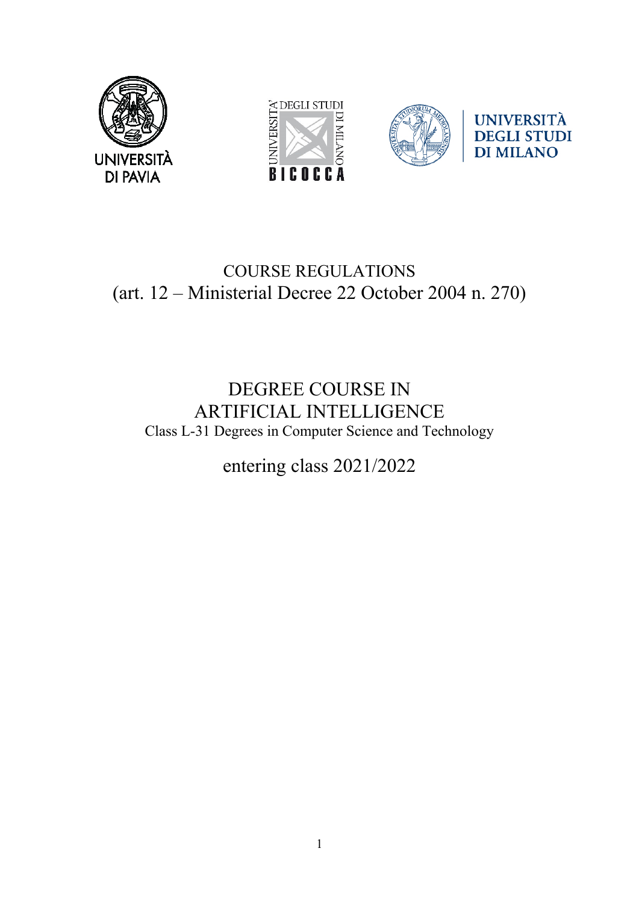UNIVERSITÀ DI PAVIA

UNIVERSITA' DEGLI STUDI DI MILANO BICOCCA

UNIVERSITÀ DEGLI STUDI DI MILANO

# COURSE REGULATIONS
(art. 12 – Ministerial Decree 22 October 2004 n. 270)

# DEGREE COURSE IN ARTIFICIAL INTELLIGENCE
Class L-31 Degrees in Computer Science and Technology

## entering class 2021/2022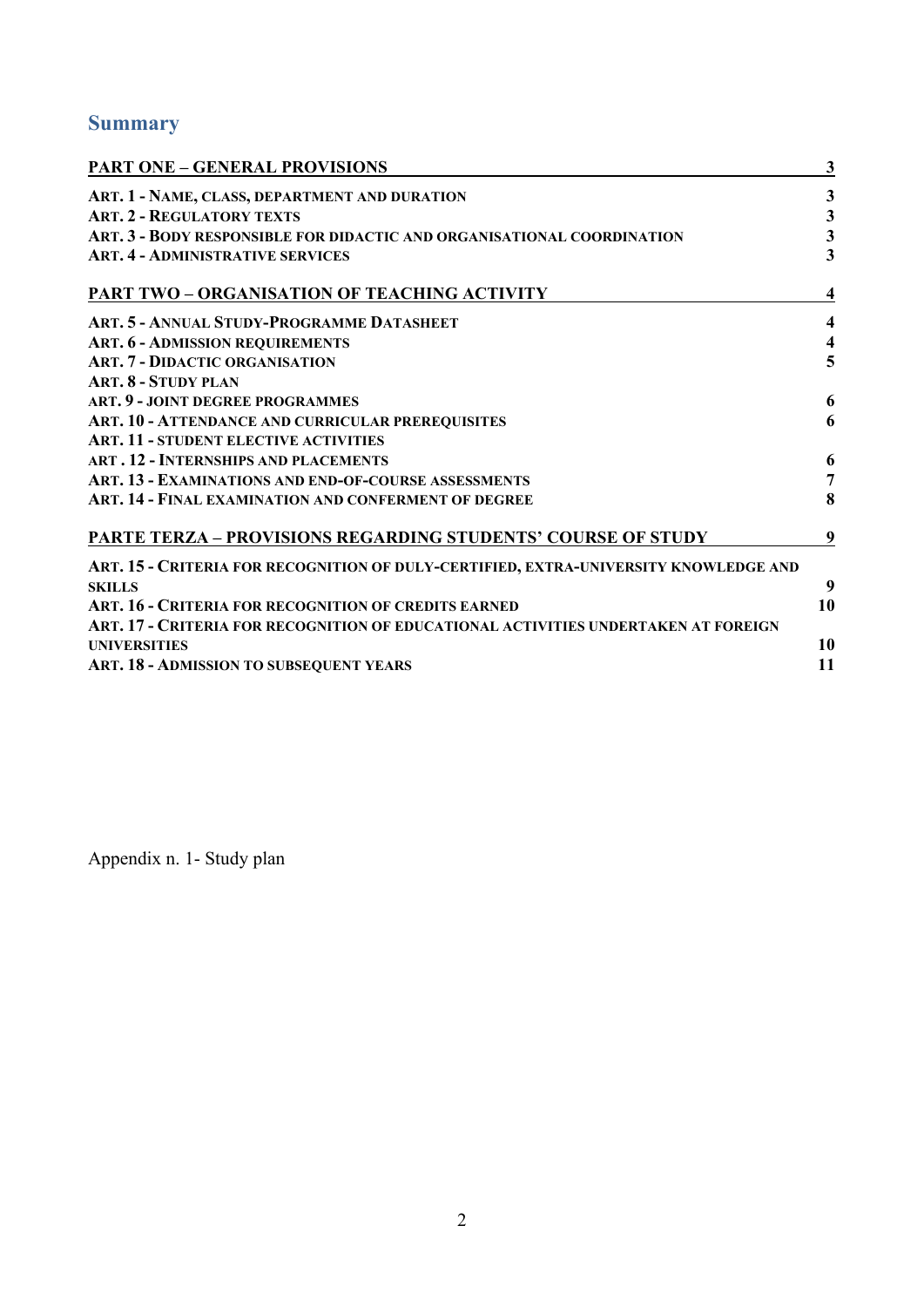## Summary

| | |
|---|---|
| **PART ONE – GENERAL PROVISIONS** | **3** |
| **ART. 1 - NAME, CLASS, DEPARTMENT AND DURATION** | **3** |
| **ART. 2 - REGULATORY TEXTS** | **3** |
| **ART. 3 - BODY RESPONSIBLE FOR DIDACTIC AND ORGANISATIONAL COORDINATION** | **3** |
| **ART. 4 - ADMINISTRATIVE SERVICES** | **3** |
| **PART TWO – ORGANISATION OF TEACHING ACTIVITY** | **4** |
| **ART. 5 - ANNUAL STUDY-PROGRAMME DATASHEET** | **4** |
| **ART. 6 - ADMISSION REQUIREMENTS** | **4** |
| **ART. 7 - DIDACTIC ORGANISATION** | **5** |
| **ART. 8 - STUDY PLAN** | |
| **ART. 9 - JOINT DEGREE PROGRAMMES** | **6** |
| **ART. 10 - ATTENDANCE AND CURRICULAR PREREQUISITES** | **6** |
| **ART. 11 - STUDENT ELECTIVE ACTIVITIES** | |
| **ART . 12 - INTERNSHIPS AND PLACEMENTS** | **6** |
| **ART. 13 - EXAMINATIONS AND END-OF-COURSE ASSESSMENTS** | **7** |
| **ART. 14 - FINAL EXAMINATION AND CONFERMENT OF DEGREE** | **8** |
| **PARTE TERZA – PROVISIONS REGARDING STUDENTS' COURSE OF STUDY** | **9** |
| **ART. 15 - CRITERIA FOR RECOGNITION OF DULY-CERTIFIED, EXTRA-UNIVERSITY KNOWLEDGE AND SKILLS** | **9** |
| **ART. 16 - CRITERIA FOR RECOGNITION OF CREDITS EARNED** | **10** |
| **ART. 17 - CRITERIA FOR RECOGNITION OF EDUCATIONAL ACTIVITIES UNDERTAKEN AT FOREIGN UNIVERSITIES** | **10** |
| **ART. 18 - ADMISSION TO SUBSEQUENT YEARS** | **11** |

Appendix n. 1- Study plan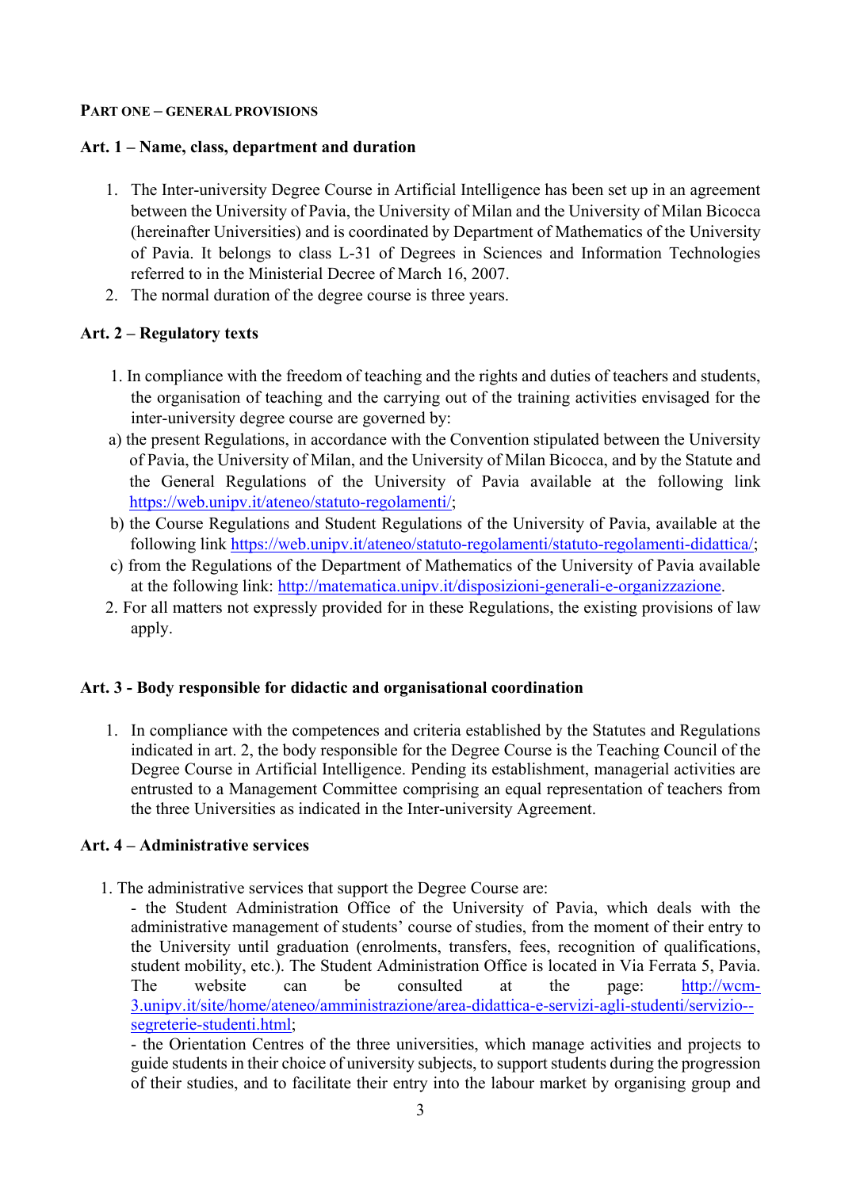## PART ONE – GENERAL PROVISIONS

### Art. 1 – Name, class, department and duration

1. The Inter-university Degree Course in Artificial Intelligence has been set up in an agreement between the University of Pavia, the University of Milan and the University of Milan Bicocca (hereinafter Universities) and is coordinated by Department of Mathematics of the University of Pavia. It belongs to class L-31 of Degrees in Sciences and Information Technologies referred to in the Ministerial Decree of March 16, 2007.
2. The normal duration of the degree course is three years.

### Art. 2 – Regulatory texts

1. In compliance with the freedom of teaching and the rights and duties of teachers and students, the organisation of teaching and the carrying out of the training activities envisaged for the inter-university degree course are governed by:

a) the present Regulations, in accordance with the Convention stipulated between the University of Pavia, the University of Milan, and the University of Milan Bicocca, and by the Statute and the General Regulations of the University of Pavia available at the following link https://web.unipv.it/ateneo/statuto-regolamenti/;

b) the Course Regulations and Student Regulations of the University of Pavia, available at the following link https://web.unipv.it/ateneo/statuto-regolamenti/statuto-regolamenti-didattica/;

c) from the Regulations of the Department of Mathematics of the University of Pavia available at the following link: http://matematica.unipv.it/disposizioni-generali-e-organizzazione.

2. For all matters not expressly provided for in these Regulations, the existing provisions of law apply.

### Art. 3 - Body responsible for didactic and organisational coordination

1. In compliance with the competences and criteria established by the Statutes and Regulations indicated in art. 2, the body responsible for the Degree Course is the Teaching Council of the Degree Course in Artificial Intelligence. Pending its establishment, managerial activities are entrusted to a Management Committee comprising an equal representation of teachers from the three Universities as indicated in the Inter-university Agreement.

### Art. 4 – Administrative services

1. The administrative services that support the Degree Course are:

- the Student Administration Office of the University of Pavia, which deals with the administrative management of students' course of studies, from the moment of their entry to the University until graduation (enrolments, transfers, fees, recognition of qualifications, student mobility, etc.). The Student Administration Office is located in Via Ferrata 5, Pavia. The website can be consulted at the page: http://wcm-3.unipv.it/site/home/ateneo/amministrazione/area-didattica-e-servizi-agli-studenti/servizio--segreterie-studenti.html;
- the Orientation Centres of the three universities, which manage activities and projects to guide students in their choice of university subjects, to support students during the progression of their studies, and to facilitate their entry into the labour market by organising group and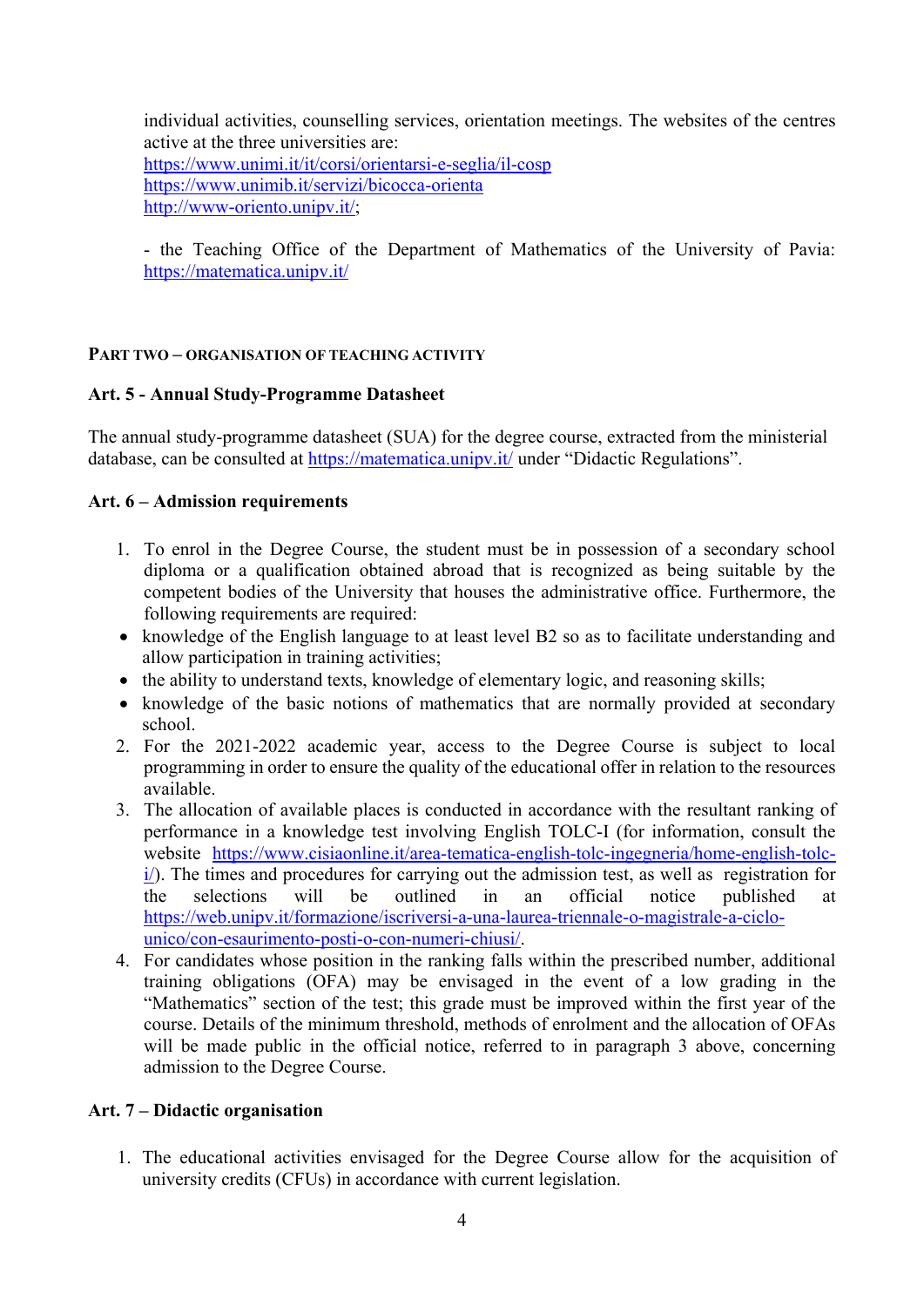individual activities, counselling services, orientation meetings. The websites of the centres active at the three universities are:
https://www.unimi.it/it/corsi/orientarsi-e-seglia/il-cosp
https://www.unimib.it/servizi/bicocca-orienta
http://www-oriento.unipv.it/;

- the Teaching Office of the Department of Mathematics of the University of Pavia: https://matematica.unipv.it/

## PART TWO – ORGANISATION OF TEACHING ACTIVITY

### Art. 5 - Annual Study-Programme Datasheet

The annual study-programme datasheet (SUA) for the degree course, extracted from the ministerial database, can be consulted at https://matematica.unipv.it/ under "Didactic Regulations".

### Art. 6 – Admission requirements

1. To enrol in the Degree Course, the student must be in possession of a secondary school diploma or a qualification obtained abroad that is recognized as being suitable by the competent bodies of the University that houses the administrative office. Furthermore, the following requirements are required:
   - knowledge of the English language to at least level B2 so as to facilitate understanding and allow participation in training activities;
   - the ability to understand texts, knowledge of elementary logic, and reasoning skills;
   - knowledge of the basic notions of mathematics that are normally provided at secondary school.
2. For the 2021-2022 academic year, access to the Degree Course is subject to local programming in order to ensure the quality of the educational offer in relation to the resources available.
3. The allocation of available places is conducted in accordance with the resultant ranking of performance in a knowledge test involving English TOLC-I (for information, consult the website https://www.cisiaonline.it/area-tematica-english-tolc-ingegneria/home-english-tolc-i/). The times and procedures for carrying out the admission test, as well as registration for the selections will be outlined in an official notice published at https://web.unipv.it/formazione/iscriversi-a-una-laurea-triennale-o-magistrale-a-ciclo-unico/con-esaurimento-posti-o-con-numeri-chiusi/.
4. For candidates whose position in the ranking falls within the prescribed number, additional training obligations (OFA) may be envisaged in the event of a low grading in the "Mathematics" section of the test; this grade must be improved within the first year of the course. Details of the minimum threshold, methods of enrolment and the allocation of OFAs will be made public in the official notice, referred to in paragraph 3 above, concerning admission to the Degree Course.

### Art. 7 – Didactic organisation

1. The educational activities envisaged for the Degree Course allow for the acquisition of university credits (CFUs) in accordance with current legislation.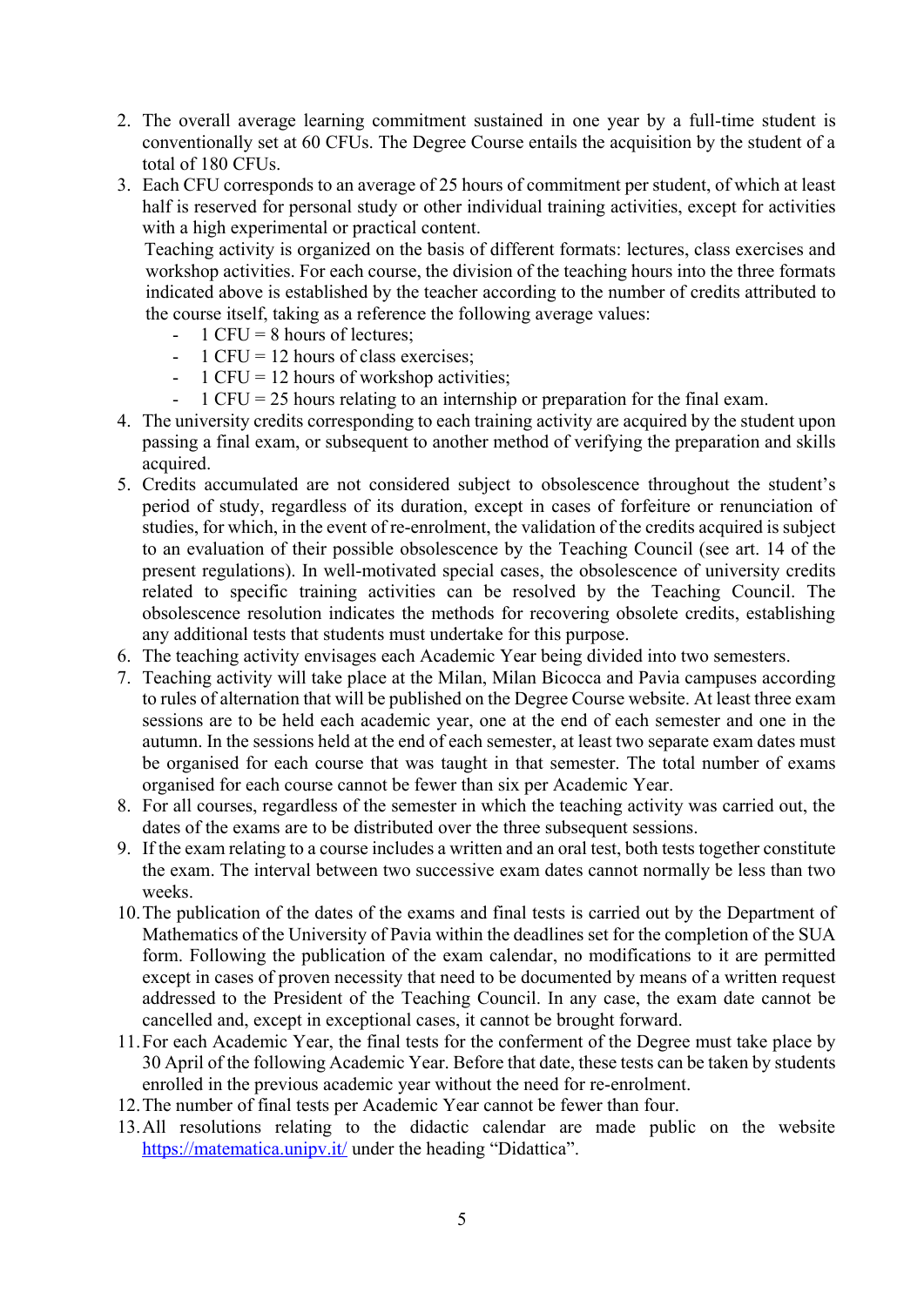2. The overall average learning commitment sustained in one year by a full-time student is conventionally set at 60 CFUs. The Degree Course entails the acquisition by the student of a total of 180 CFUs.
3. Each CFU corresponds to an average of 25 hours of commitment per student, of which at least half is reserved for personal study or other individual training activities, except for activities with a high experimental or practical content.

   Teaching activity is organized on the basis of different formats: lectures, class exercises and workshop activities. For each course, the division of the teaching hours into the three formats indicated above is established by the teacher according to the number of credits attributed to the course itself, taking as a reference the following average values:
   - 1 CFU = 8 hours of lectures;
   - 1 CFU = 12 hours of class exercises;
   - 1 CFU = 12 hours of workshop activities;
   - 1 CFU = 25 hours relating to an internship or preparation for the final exam.
4. The university credits corresponding to each training activity are acquired by the student upon passing a final exam, or subsequent to another method of verifying the preparation and skills acquired.
5. Credits accumulated are not considered subject to obsolescence throughout the student's period of study, regardless of its duration, except in cases of forfeiture or renunciation of studies, for which, in the event of re-enrolment, the validation of the credits acquired is subject to an evaluation of their possible obsolescence by the Teaching Council (see art. 14 of the present regulations). In well-motivated special cases, the obsolescence of university credits related to specific training activities can be resolved by the Teaching Council. The obsolescence resolution indicates the methods for recovering obsolete credits, establishing any additional tests that students must undertake for this purpose.
6. The teaching activity envisages each Academic Year being divided into two semesters.
7. Teaching activity will take place at the Milan, Milan Bicocca and Pavia campuses according to rules of alternation that will be published on the Degree Course website. At least three exam sessions are to be held each academic year, one at the end of each semester and one in the autumn. In the sessions held at the end of each semester, at least two separate exam dates must be organised for each course that was taught in that semester. The total number of exams organised for each course cannot be fewer than six per Academic Year.
8. For all courses, regardless of the semester in which the teaching activity was carried out, the dates of the exams are to be distributed over the three subsequent sessions.
9. If the exam relating to a course includes a written and an oral test, both tests together constitute the exam. The interval between two successive exam dates cannot normally be less than two weeks.
10. The publication of the dates of the exams and final tests is carried out by the Department of Mathematics of the University of Pavia within the deadlines set for the completion of the SUA form. Following the publication of the exam calendar, no modifications to it are permitted except in cases of proven necessity that need to be documented by means of a written request addressed to the President of the Teaching Council. In any case, the exam date cannot be cancelled and, except in exceptional cases, it cannot be brought forward.
11. For each Academic Year, the final tests for the conferment of the Degree must take place by 30 April of the following Academic Year. Before that date, these tests can be taken by students enrolled in the previous academic year without the need for re-enrolment.
12. The number of final tests per Academic Year cannot be fewer than four.
13. All resolutions relating to the didactic calendar are made public on the website https://matematica.unipv.it/ under the heading "Didattica".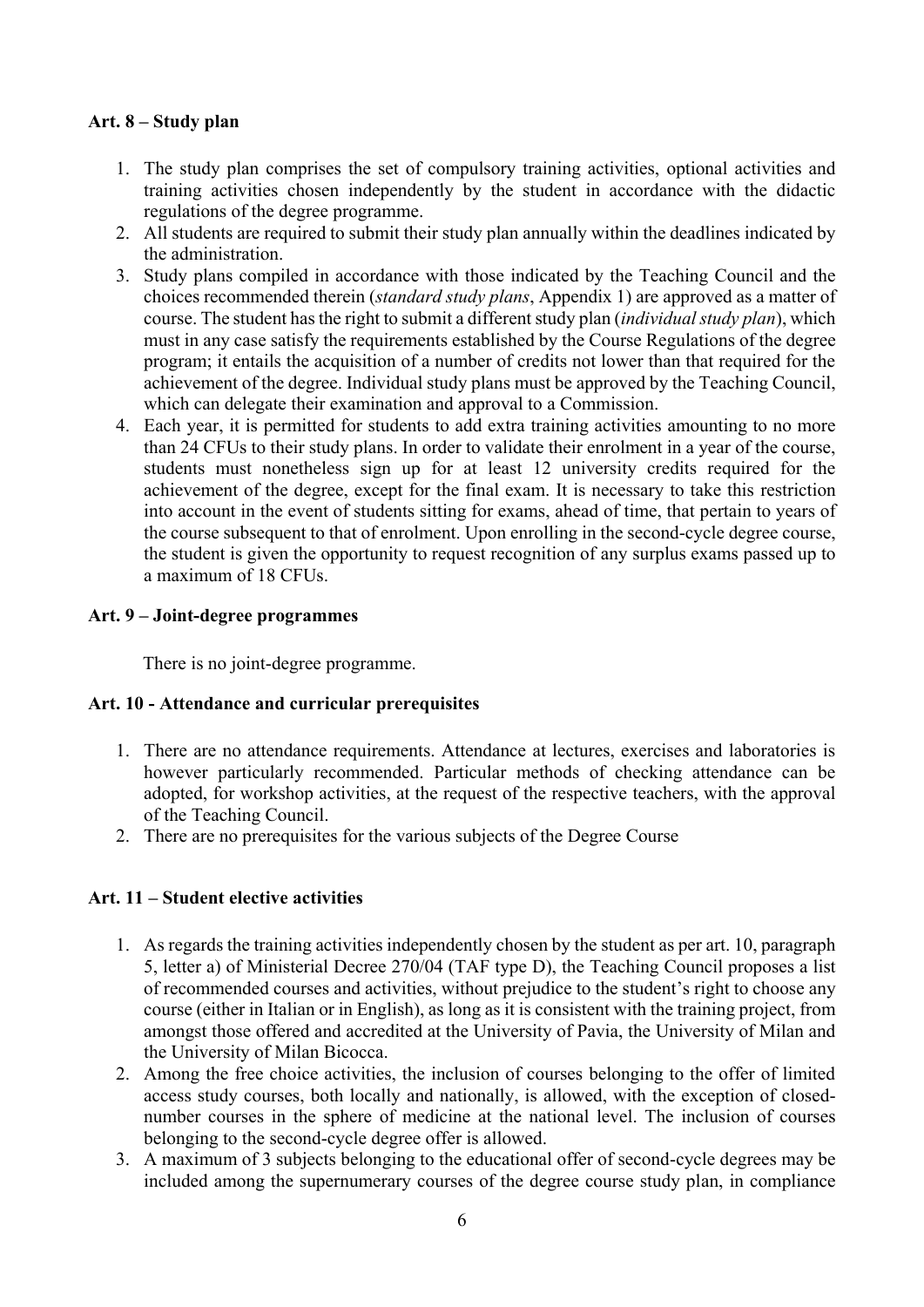**Art. 8 – Study plan**

1. The study plan comprises the set of compulsory training activities, optional activities and training activities chosen independently by the student in accordance with the didactic regulations of the degree programme.
2. All students are required to submit their study plan annually within the deadlines indicated by the administration.
3. Study plans compiled in accordance with those indicated by the Teaching Council and the choices recommended therein (*standard study plans*, Appendix 1) are approved as a matter of course. The student has the right to submit a different study plan (*individual study plan*), which must in any case satisfy the requirements established by the Course Regulations of the degree program; it entails the acquisition of a number of credits not lower than that required for the achievement of the degree. Individual study plans must be approved by the Teaching Council, which can delegate their examination and approval to a Commission.
4. Each year, it is permitted for students to add extra training activities amounting to no more than 24 CFUs to their study plans. In order to validate their enrolment in a year of the course, students must nonetheless sign up for at least 12 university credits required for the achievement of the degree, except for the final exam. It is necessary to take this restriction into account in the event of students sitting for exams, ahead of time, that pertain to years of the course subsequent to that of enrolment. Upon enrolling in the second-cycle degree course, the student is given the opportunity to request recognition of any surplus exams passed up to a maximum of 18 CFUs.

**Art. 9 – Joint-degree programmes**

There is no joint-degree programme.

**Art. 10 - Attendance and curricular prerequisites**

1. There are no attendance requirements. Attendance at lectures, exercises and laboratories is however particularly recommended. Particular methods of checking attendance can be adopted, for workshop activities, at the request of the respective teachers, with the approval of the Teaching Council.
2. There are no prerequisites for the various subjects of the Degree Course

**Art. 11 – Student elective activities**

1. As regards the training activities independently chosen by the student as per art. 10, paragraph 5, letter a) of Ministerial Decree 270/04 (TAF type D), the Teaching Council proposes a list of recommended courses and activities, without prejudice to the student's right to choose any course (either in Italian or in English), as long as it is consistent with the training project, from amongst those offered and accredited at the University of Pavia, the University of Milan and the University of Milan Bicocca.
2. Among the free choice activities, the inclusion of courses belonging to the offer of limited access study courses, both locally and nationally, is allowed, with the exception of closed-number courses in the sphere of medicine at the national level. The inclusion of courses belonging to the second-cycle degree offer is allowed.
3. A maximum of 3 subjects belonging to the educational offer of second-cycle degrees may be included among the supernumerary courses of the degree course study plan, in compliance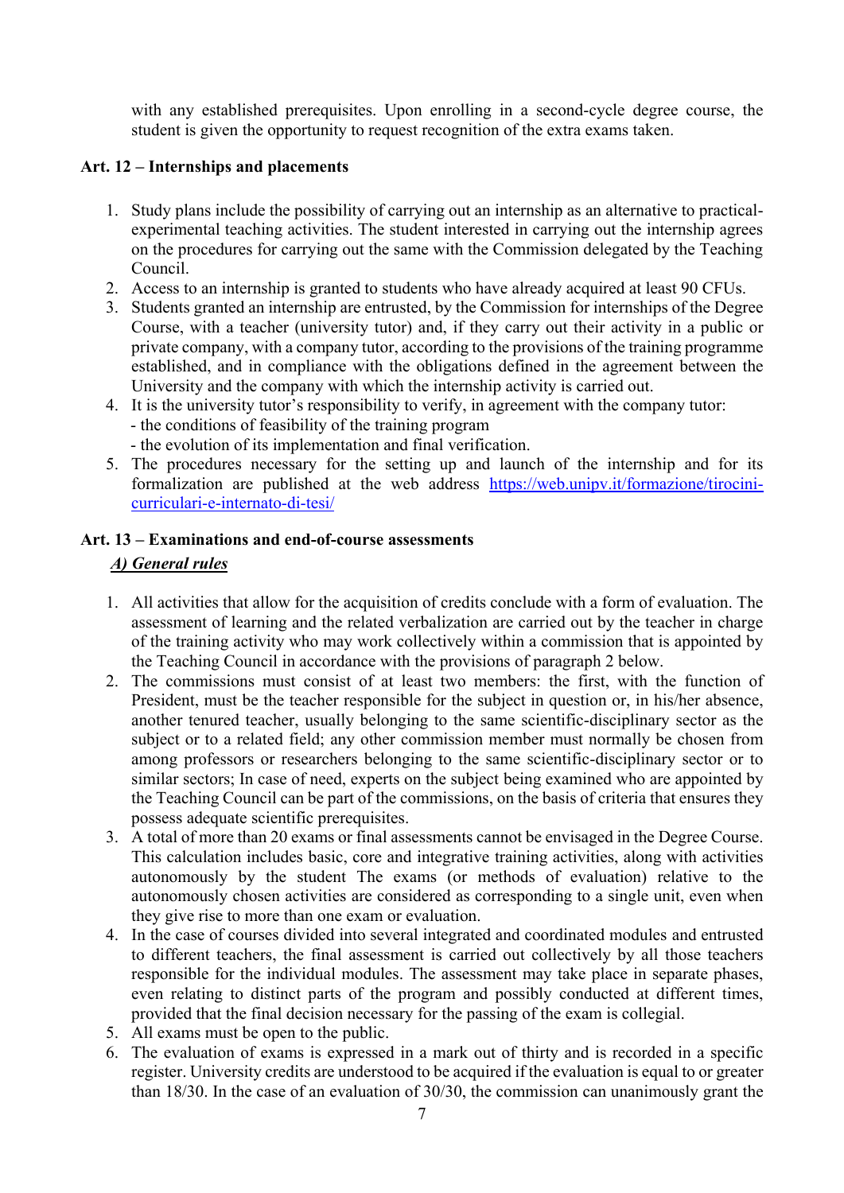with any established prerequisites. Upon enrolling in a second-cycle degree course, the student is given the opportunity to request recognition of the extra exams taken.

**Art. 12 – Internships and placements**

1. Study plans include the possibility of carrying out an internship as an alternative to practical-experimental teaching activities. The student interested in carrying out the internship agrees on the procedures for carrying out the same with the Commission delegated by the Teaching Council.
2. Access to an internship is granted to students who have already acquired at least 90 CFUs.
3. Students granted an internship are entrusted, by the Commission for internships of the Degree Course, with a teacher (university tutor) and, if they carry out their activity in a public or private company, with a company tutor, according to the provisions of the training programme established, and in compliance with the obligations defined in the agreement between the University and the company with which the internship activity is carried out.
4. It is the university tutor's responsibility to verify, in agreement with the company tutor:
   - the conditions of feasibility of the training program
   - the evolution of its implementation and final verification.
5. The procedures necessary for the setting up and launch of the internship and for its formalization are published at the web address [https://web.unipv.it/formazione/tirocini-curriculari-e-internato-di-tesi/](https://web.unipv.it/formazione/tirocini-curriculari-e-internato-di-tesi/)

**Art. 13 – Examinations and end-of-course assessments**

***A) General rules***

1. All activities that allow for the acquisition of credits conclude with a form of evaluation. The assessment of learning and the related verbalization are carried out by the teacher in charge of the training activity who may work collectively within a commission that is appointed by the Teaching Council in accordance with the provisions of paragraph 2 below.
2. The commissions must consist of at least two members: the first, with the function of President, must be the teacher responsible for the subject in question or, in his/her absence, another tenured teacher, usually belonging to the same scientific-disciplinary sector as the subject or to a related field; any other commission member must normally be chosen from among professors or researchers belonging to the same scientific-disciplinary sector or to similar sectors; In case of need, experts on the subject being examined who are appointed by the Teaching Council can be part of the commissions, on the basis of criteria that ensures they possess adequate scientific prerequisites.
3. A total of more than 20 exams or final assessments cannot be envisaged in the Degree Course. This calculation includes basic, core and integrative training activities, along with activities autonomously by the student The exams (or methods of evaluation) relative to the autonomously chosen activities are considered as corresponding to a single unit, even when they give rise to more than one exam or evaluation.
4. In the case of courses divided into several integrated and coordinated modules and entrusted to different teachers, the final assessment is carried out collectively by all those teachers responsible for the individual modules. The assessment may take place in separate phases, even relating to distinct parts of the program and possibly conducted at different times, provided that the final decision necessary for the passing of the exam is collegial.
5. All exams must be open to the public.
6. The evaluation of exams is expressed in a mark out of thirty and is recorded in a specific register. University credits are understood to be acquired if the evaluation is equal to or greater than 18/30. In the case of an evaluation of 30/30, the commission can unanimously grant the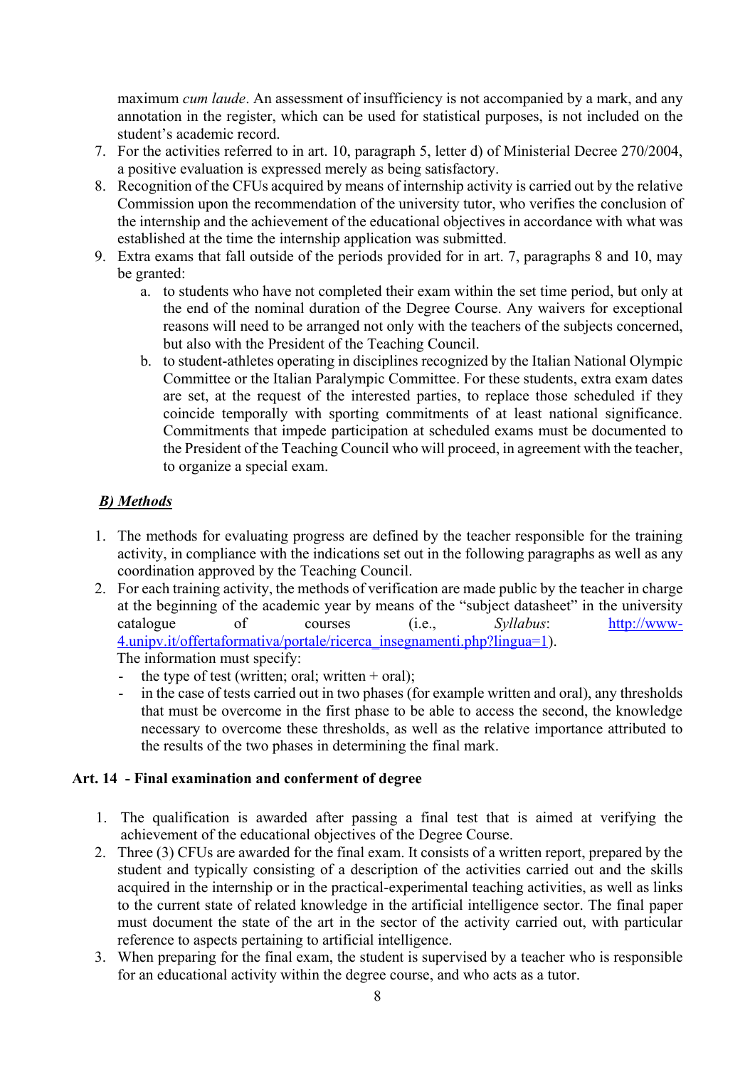maximum *cum laude*. An assessment of insufficiency is not accompanied by a mark, and any annotation in the register, which can be used for statistical purposes, is not included on the student's academic record.

7. For the activities referred to in art. 10, paragraph 5, letter d) of Ministerial Decree 270/2004, a positive evaluation is expressed merely as being satisfactory.
8. Recognition of the CFUs acquired by means of internship activity is carried out by the relative Commission upon the recommendation of the university tutor, who verifies the conclusion of the internship and the achievement of the educational objectives in accordance with what was established at the time the internship application was submitted.
9. Extra exams that fall outside of the periods provided for in art. 7, paragraphs 8 and 10, may be granted:
    a. to students who have not completed their exam within the set time period, but only at the end of the nominal duration of the Degree Course. Any waivers for exceptional reasons will need to be arranged not only with the teachers of the subjects concerned, but also with the President of the Teaching Council.
    b. to student-athletes operating in disciplines recognized by the Italian National Olympic Committee or the Italian Paralympic Committee. For these students, extra exam dates are set, at the request of the interested parties, to replace those scheduled if they coincide temporally with sporting commitments of at least national significance. Commitments that impede participation at scheduled exams must be documented to the President of the Teaching Council who will proceed, in agreement with the teacher, to organize a special exam.

***B) Methods***

1. The methods for evaluating progress are defined by the teacher responsible for the training activity, in compliance with the indications set out in the following paragraphs as well as any coordination approved by the Teaching Council.
2. For each training activity, the methods of verification are made public by the teacher in charge at the beginning of the academic year by means of the "subject datasheet" in the university catalogue of courses (i.e., *Syllabus*: http://www-4.unipv.it/offertaformativa/portale/ricerca_insegnamenti.php?lingua=1).
   The information must specify:
   - the type of test (written; oral; written + oral);
   - in the case of tests carried out in two phases (for example written and oral), any thresholds that must be overcome in the first phase to be able to access the second, the knowledge necessary to overcome these thresholds, as well as the relative importance attributed to the results of the two phases in determining the final mark.

**Art. 14 - Final examination and conferment of degree**

1. The qualification is awarded after passing a final test that is aimed at verifying the achievement of the educational objectives of the Degree Course.
2. Three (3) CFUs are awarded for the final exam. It consists of a written report, prepared by the student and typically consisting of a description of the activities carried out and the skills acquired in the internship or in the practical-experimental teaching activities, as well as links to the current state of related knowledge in the artificial intelligence sector. The final paper must document the state of the art in the sector of the activity carried out, with particular reference to aspects pertaining to artificial intelligence.
3. When preparing for the final exam, the student is supervised by a teacher who is responsible for an educational activity within the degree course, and who acts as a tutor.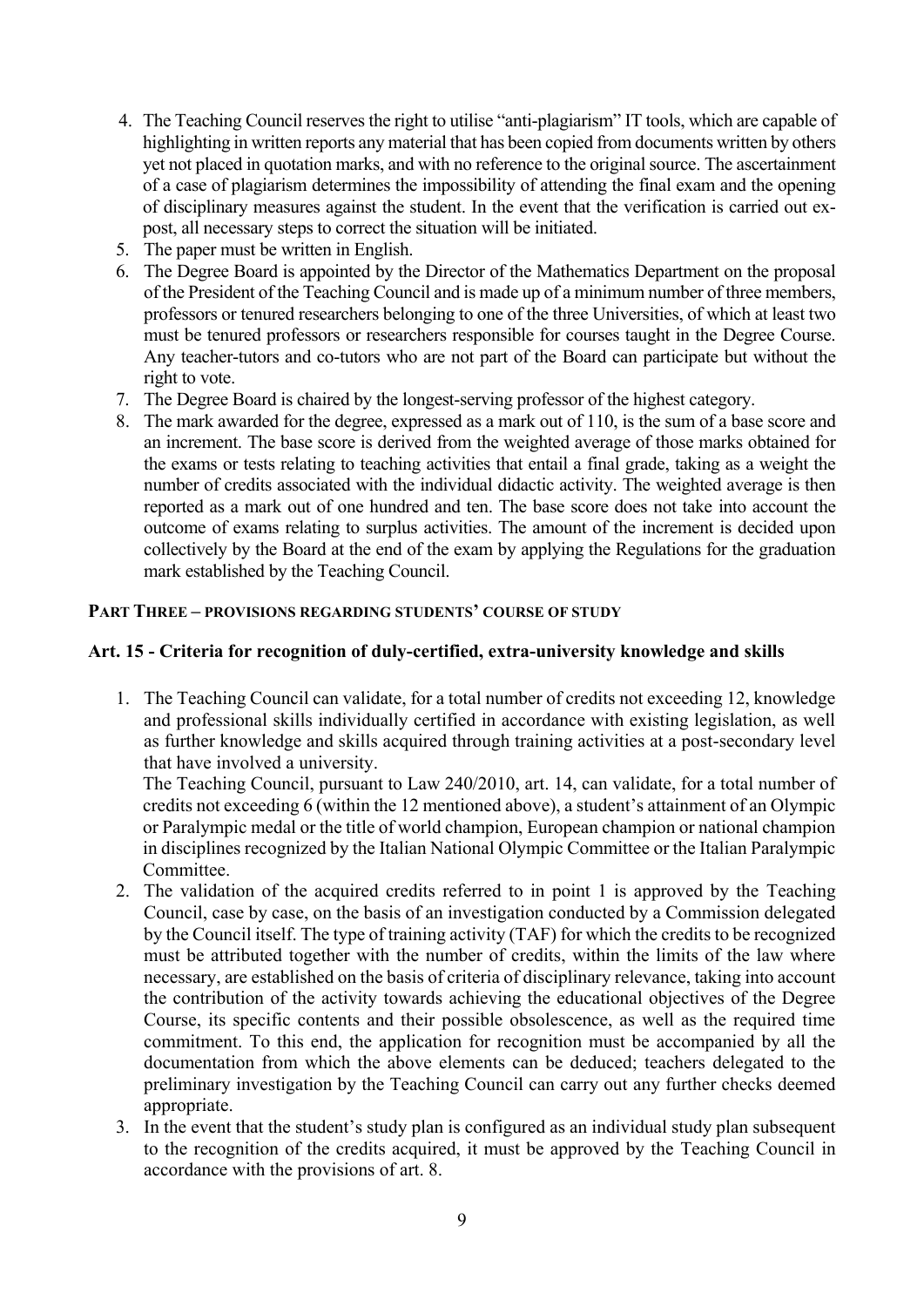4. The Teaching Council reserves the right to utilise "anti-plagiarism" IT tools, which are capable of highlighting in written reports any material that has been copied from documents written by others yet not placed in quotation marks, and with no reference to the original source. The ascertainment of a case of plagiarism determines the impossibility of attending the final exam and the opening of disciplinary measures against the student. In the event that the verification is carried out ex-post, all necessary steps to correct the situation will be initiated.
5. The paper must be written in English.
6. The Degree Board is appointed by the Director of the Mathematics Department on the proposal of the President of the Teaching Council and is made up of a minimum number of three members, professors or tenured researchers belonging to one of the three Universities, of which at least two must be tenured professors or researchers responsible for courses taught in the Degree Course. Any teacher-tutors and co-tutors who are not part of the Board can participate but without the right to vote.
7. The Degree Board is chaired by the longest-serving professor of the highest category.
8. The mark awarded for the degree, expressed as a mark out of 110, is the sum of a base score and an increment. The base score is derived from the weighted average of those marks obtained for the exams or tests relating to teaching activities that entail a final grade, taking as a weight the number of credits associated with the individual didactic activity. The weighted average is then reported as a mark out of one hundred and ten. The base score does not take into account the outcome of exams relating to surplus activities. The amount of the increment is decided upon collectively by the Board at the end of the exam by applying the Regulations for the graduation mark established by the Teaching Council.

## PART THREE – PROVISIONS REGARDING STUDENTS' COURSE OF STUDY

### Art. 15 - Criteria for recognition of duly-certified, extra-university knowledge and skills

1. The Teaching Council can validate, for a total number of credits not exceeding 12, knowledge and professional skills individually certified in accordance with existing legislation, as well as further knowledge and skills acquired through training activities at a post-secondary level that have involved a university.

   The Teaching Council, pursuant to Law 240/2010, art. 14, can validate, for a total number of credits not exceeding 6 (within the 12 mentioned above), a student's attainment of an Olympic or Paralympic medal or the title of world champion, European champion or national champion in disciplines recognized by the Italian National Olympic Committee or the Italian Paralympic Committee.
2. The validation of the acquired credits referred to in point 1 is approved by the Teaching Council, case by case, on the basis of an investigation conducted by a Commission delegated by the Council itself. The type of training activity (TAF) for which the credits to be recognized must be attributed together with the number of credits, within the limits of the law where necessary, are established on the basis of criteria of disciplinary relevance, taking into account the contribution of the activity towards achieving the educational objectives of the Degree Course, its specific contents and their possible obsolescence, as well as the required time commitment. To this end, the application for recognition must be accompanied by all the documentation from which the above elements can be deduced; teachers delegated to the preliminary investigation by the Teaching Council can carry out any further checks deemed appropriate.
3. In the event that the student's study plan is configured as an individual study plan subsequent to the recognition of the credits acquired, it must be approved by the Teaching Council in accordance with the provisions of art. 8.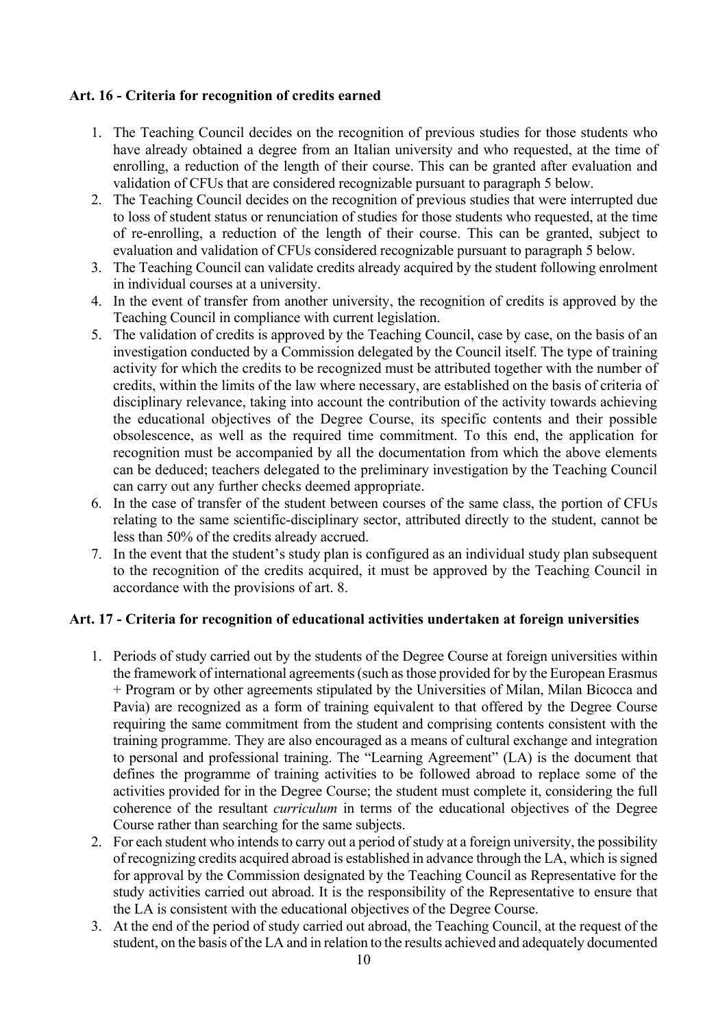### Art. 16 - Criteria for recognition of credits earned

1. The Teaching Council decides on the recognition of previous studies for those students who have already obtained a degree from an Italian university and who requested, at the time of enrolling, a reduction of the length of their course. This can be granted after evaluation and validation of CFUs that are considered recognizable pursuant to paragraph 5 below.
2. The Teaching Council decides on the recognition of previous studies that were interrupted due to loss of student status or renunciation of studies for those students who requested, at the time of re-enrolling, a reduction of the length of their course. This can be granted, subject to evaluation and validation of CFUs considered recognizable pursuant to paragraph 5 below.
3. The Teaching Council can validate credits already acquired by the student following enrolment in individual courses at a university.
4. In the event of transfer from another university, the recognition of credits is approved by the Teaching Council in compliance with current legislation.
5. The validation of credits is approved by the Teaching Council, case by case, on the basis of an investigation conducted by a Commission delegated by the Council itself. The type of training activity for which the credits to be recognized must be attributed together with the number of credits, within the limits of the law where necessary, are established on the basis of criteria of disciplinary relevance, taking into account the contribution of the activity towards achieving the educational objectives of the Degree Course, its specific contents and their possible obsolescence, as well as the required time commitment. To this end, the application for recognition must be accompanied by all the documentation from which the above elements can be deduced; teachers delegated to the preliminary investigation by the Teaching Council can carry out any further checks deemed appropriate.
6. In the case of transfer of the student between courses of the same class, the portion of CFUs relating to the same scientific-disciplinary sector, attributed directly to the student, cannot be less than 50% of the credits already accrued.
7. In the event that the student's study plan is configured as an individual study plan subsequent to the recognition of the credits acquired, it must be approved by the Teaching Council in accordance with the provisions of art. 8.

### Art. 17 - Criteria for recognition of educational activities undertaken at foreign universities

1. Periods of study carried out by the students of the Degree Course at foreign universities within the framework of international agreements (such as those provided for by the European Erasmus + Program or by other agreements stipulated by the Universities of Milan, Milan Bicocca and Pavia) are recognized as a form of training equivalent to that offered by the Degree Course requiring the same commitment from the student and comprising contents consistent with the training programme. They are also encouraged as a means of cultural exchange and integration to personal and professional training. The "Learning Agreement" (LA) is the document that defines the programme of training activities to be followed abroad to replace some of the activities provided for in the Degree Course; the student must complete it, considering the full coherence of the resultant *curriculum* in terms of the educational objectives of the Degree Course rather than searching for the same subjects.
2. For each student who intends to carry out a period of study at a foreign university, the possibility of recognizing credits acquired abroad is established in advance through the LA, which is signed for approval by the Commission designated by the Teaching Council as Representative for the study activities carried out abroad. It is the responsibility of the Representative to ensure that the LA is consistent with the educational objectives of the Degree Course.
3. At the end of the period of study carried out abroad, the Teaching Council, at the request of the student, on the basis of the LA and in relation to the results achieved and adequately documented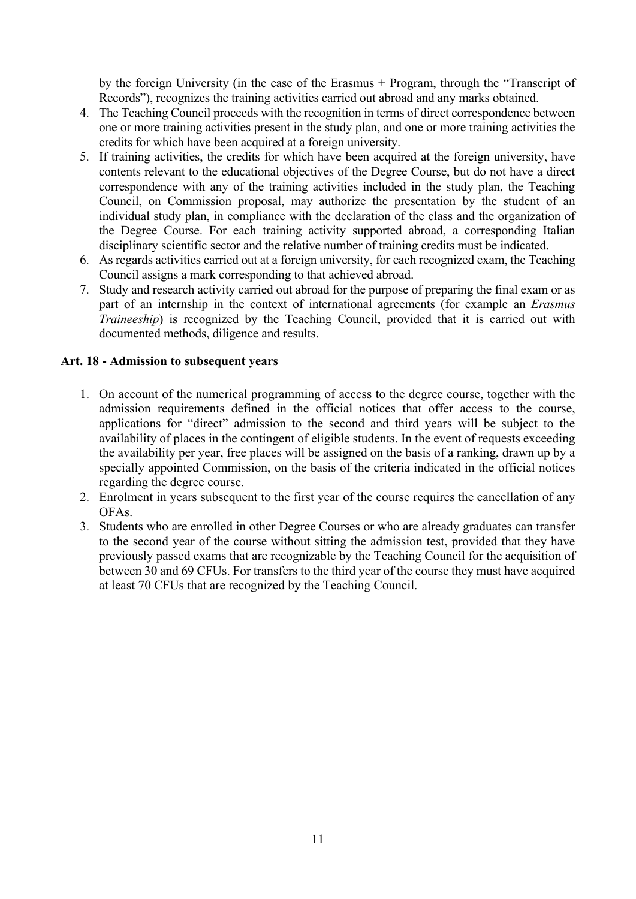by the foreign University (in the case of the Erasmus + Program, through the "Transcript of Records"), recognizes the training activities carried out abroad and any marks obtained.

4. The Teaching Council proceeds with the recognition in terms of direct correspondence between one or more training activities present in the study plan, and one or more training activities the credits for which have been acquired at a foreign university.
5. If training activities, the credits for which have been acquired at the foreign university, have contents relevant to the educational objectives of the Degree Course, but do not have a direct correspondence with any of the training activities included in the study plan, the Teaching Council, on Commission proposal, may authorize the presentation by the student of an individual study plan, in compliance with the declaration of the class and the organization of the Degree Course. For each training activity supported abroad, a corresponding Italian disciplinary scientific sector and the relative number of training credits must be indicated.
6. As regards activities carried out at a foreign university, for each recognized exam, the Teaching Council assigns a mark corresponding to that achieved abroad.
7. Study and research activity carried out abroad for the purpose of preparing the final exam or as part of an internship in the context of international agreements (for example an *Erasmus Traineeship*) is recognized by the Teaching Council, provided that it is carried out with documented methods, diligence and results.

### Art. 18 - Admission to subsequent years

1. On account of the numerical programming of access to the degree course, together with the admission requirements defined in the official notices that offer access to the course, applications for "direct" admission to the second and third years will be subject to the availability of places in the contingent of eligible students. In the event of requests exceeding the availability per year, free places will be assigned on the basis of a ranking, drawn up by a specially appointed Commission, on the basis of the criteria indicated in the official notices regarding the degree course.
2. Enrolment in years subsequent to the first year of the course requires the cancellation of any OFAs.
3. Students who are enrolled in other Degree Courses or who are already graduates can transfer to the second year of the course without sitting the admission test, provided that they have previously passed exams that are recognizable by the Teaching Council for the acquisition of between 30 and 69 CFUs. For transfers to the third year of the course they must have acquired at least 70 CFUs that are recognized by the Teaching Council.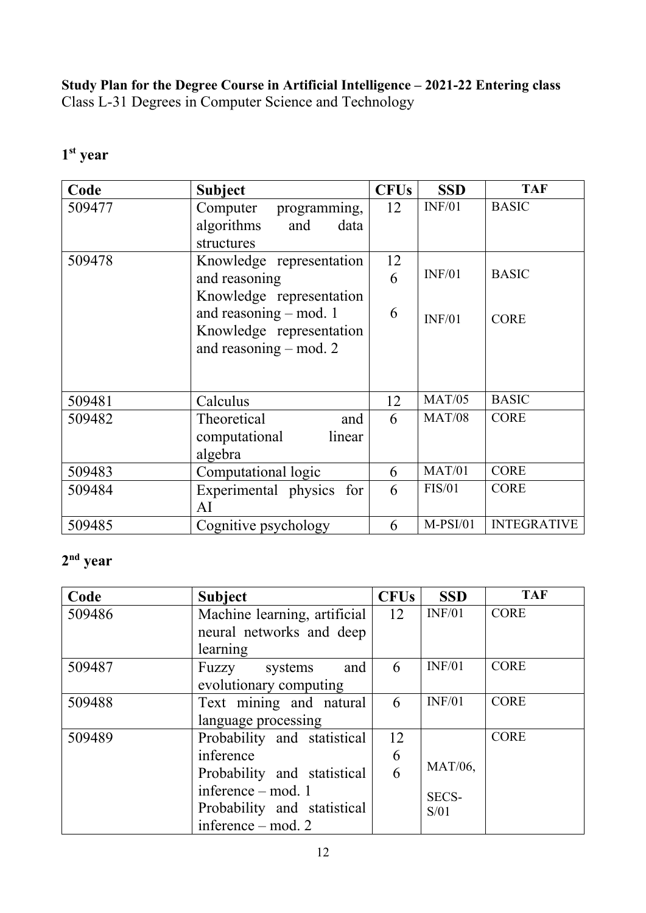**Study Plan for the Degree Course in Artificial Intelligence – 2021-22 Entering class**
Class L-31 Degrees in Computer Science and Technology

## 1st year

| Code | Subject | CFUs | SSD | TAF |
|---|---|---|---|---|
| 509477 | Computer programming, algorithms and data structures | 12 | INF/01 | BASIC |
| 509478 | Knowledge representation and reasoning<br>Knowledge representation and reasoning – mod. 1<br>Knowledge representation and reasoning – mod. 2 | 12<br>6<br>6 | INF/01<br>INF/01 | BASIC<br>CORE |
| 509481 | Calculus | 12 | MAT/05 | BASIC |
| 509482 | Theoretical and computational linear algebra | 6 | MAT/08 | CORE |
| 509483 | Computational logic | 6 | MAT/01 | CORE |
| 509484 | Experimental physics for AI | 6 | FIS/01 | CORE |
| 509485 | Cognitive psychology | 6 | M-PSI/01 | INTEGRATIVE |

## 2nd year

| Code | Subject | CFUs | SSD | TAF |
|---|---|---|---|---|
| 509486 | Machine learning, artificial neural networks and deep learning | 12 | INF/01 | CORE |
| 509487 | Fuzzy systems and evolutionary computing | 6 | INF/01 | CORE |
| 509488 | Text mining and natural language processing | 6 | INF/01 | CORE |
| 509489 | Probability and statistical inference<br>Probability and statistical inference – mod. 1<br>Probability and statistical inference – mod. 2 | 12<br>6<br>6 | MAT/06,<br>SECS-S/01 | CORE |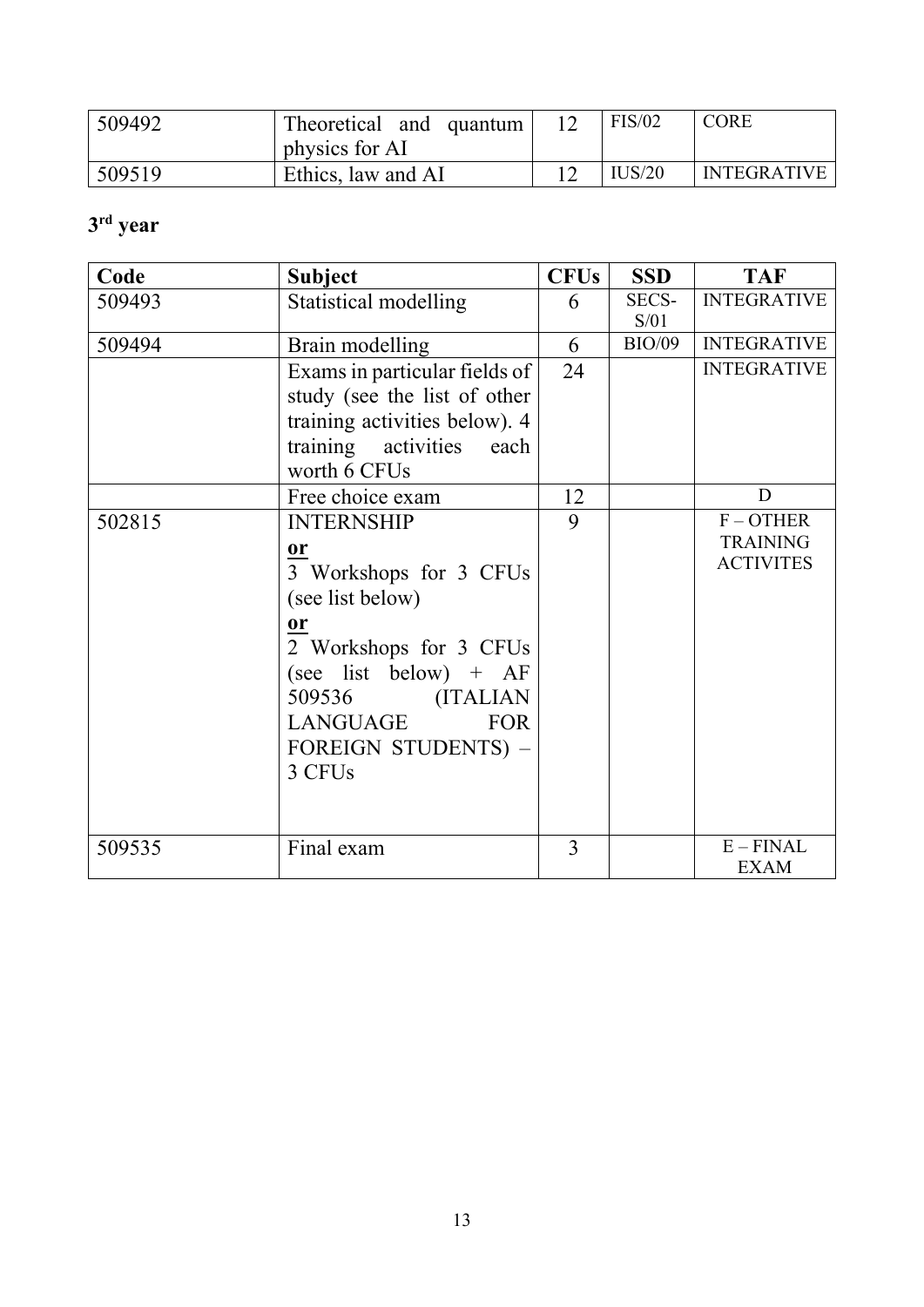| | | | | |
|---|---|---|---|---|
| 509492 | Theoretical and quantum physics for AI | 12 | FIS/02 | CORE |
| 509519 | Ethics, law and AI | 12 | IUS/20 | INTEGRATIVE |

### 3rd year

| Code | Subject | CFUs | SSD | TAF |
|---|---|---|---|---|
| 509493 | Statistical modelling | 6 | SECS-S/01 | INTEGRATIVE |
| 509494 | Brain modelling | 6 | BIO/09 | INTEGRATIVE |
| | Exams in particular fields of study (see the list of other training activities below). 4 training activities each worth 6 CFUs | 24 | | INTEGRATIVE |
| | Free choice exam | 12 | | D |
| 502815 | INTERNSHIP<br>**or**<br>3 Workshops for 3 CFUs (see list below)<br>**or**<br>2 Workshops for 3 CFUs (see list below) + AF 509536 (ITALIAN LANGUAGE FOR FOREIGN STUDENTS) – 3 CFUs | 9 | | F – OTHER TRAINING ACTIVITES |
| 509535 | Final exam | 3 | | E – FINAL EXAM |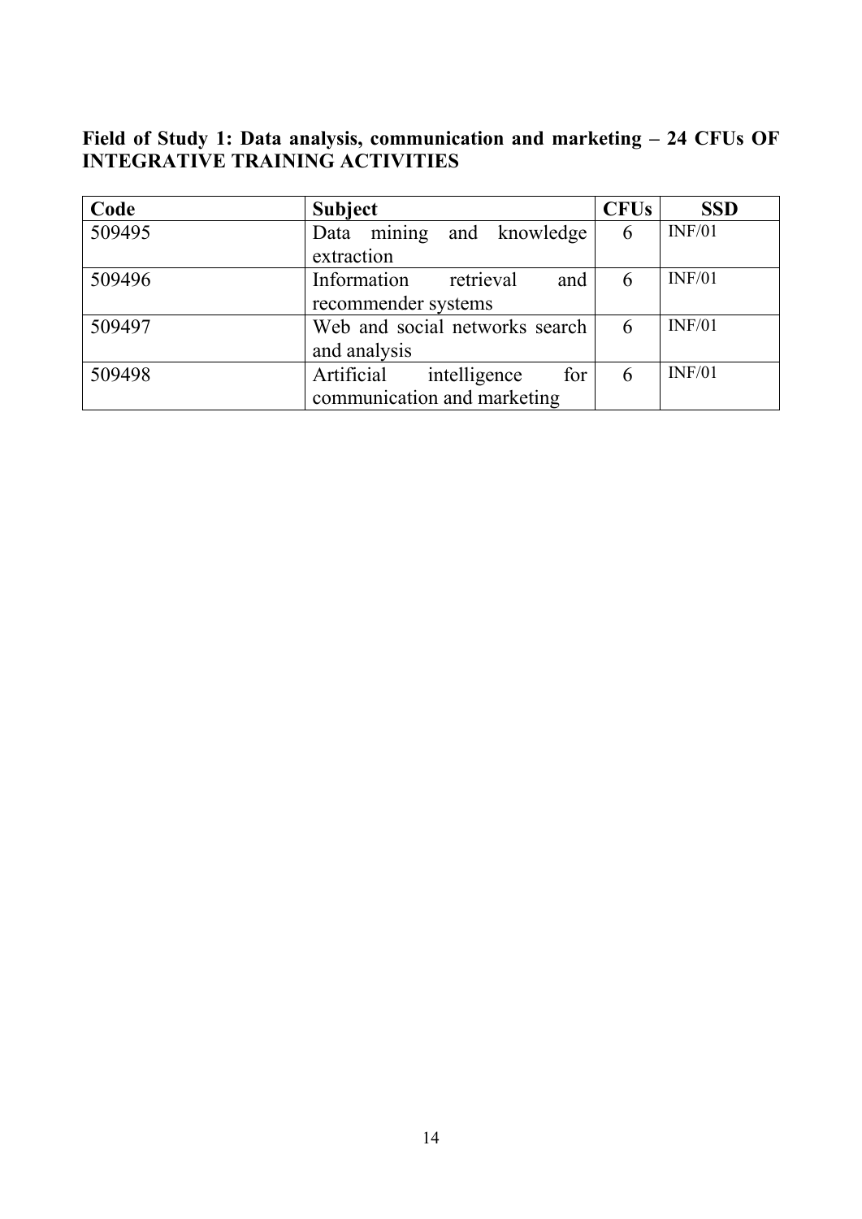**Field of Study 1: Data analysis, communication and marketing – 24 CFUs OF INTEGRATIVE TRAINING ACTIVITIES**

| Code | Subject | CFUs | SSD |
|---|---|---|---|
| 509495 | Data mining and knowledge extraction | 6 | INF/01 |
| 509496 | Information retrieval and recommender systems | 6 | INF/01 |
| 509497 | Web and social networks search and analysis | 6 | INF/01 |
| 509498 | Artificial intelligence for communication and marketing | 6 | INF/01 |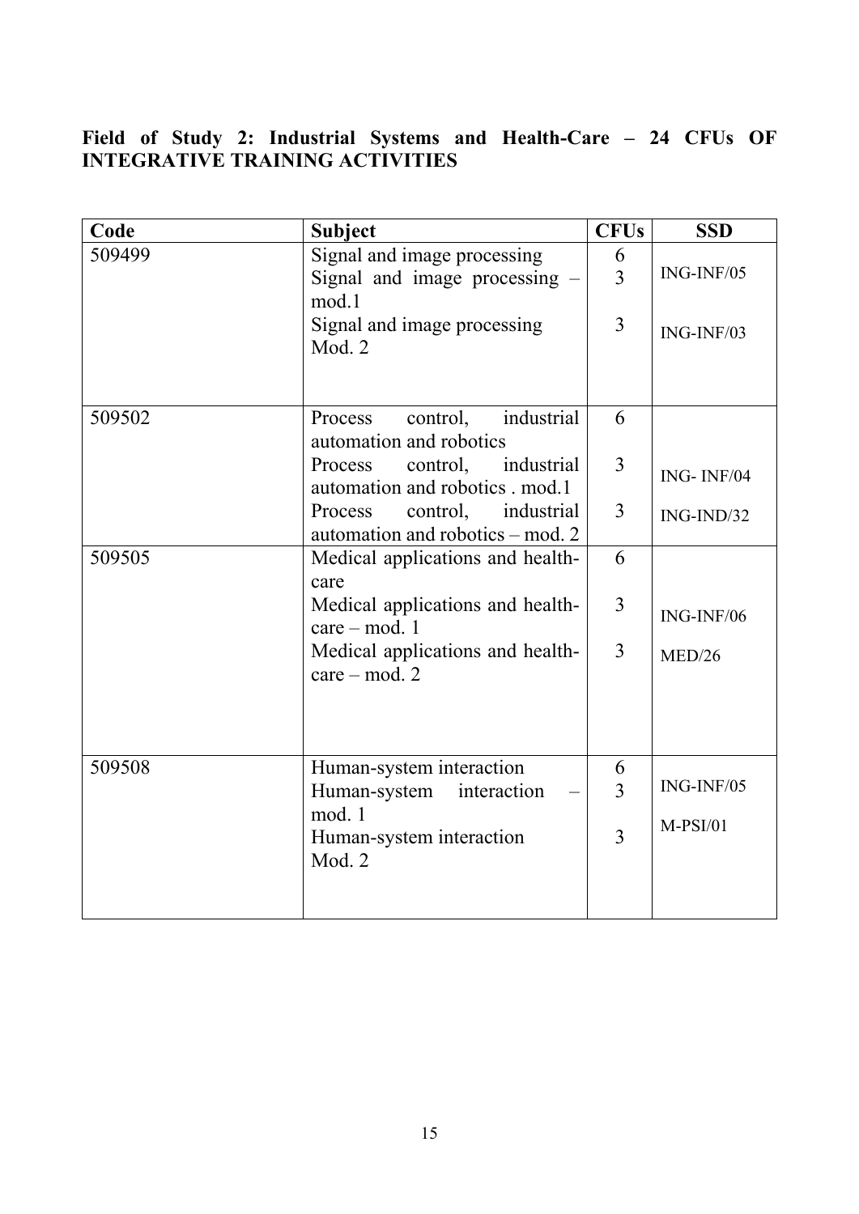**Field of Study 2: Industrial Systems and Health-Care – 24 CFUs OF INTEGRATIVE TRAINING ACTIVITIES**

| Code | Subject | CFUs | SSD |
|---|---|---|---|
| 509499 | Signal and image processing | 6 | |
| | Signal and image processing – mod.1 | 3 | ING-INF/05 |
| | Signal and image processing Mod. 2 | 3 | ING-INF/03 |
| 509502 | Process control, industrial automation and robotics | 6 | |
| | Process control, industrial automation and robotics . mod.1 | 3 | ING- INF/04 |
| | Process control, industrial automation and robotics – mod. 2 | 3 | ING-IND/32 |
| 509505 | Medical applications and health-care | 6 | |
| | Medical applications and health-care – mod. 1 | 3 | ING-INF/06 |
| | Medical applications and health-care – mod. 2 | 3 | MED/26 |
| 509508 | Human-system interaction | 6 | |
| | Human-system interaction – mod. 1 | 3 | ING-INF/05 |
| | Human-system interaction Mod. 2 | 3 | M-PSI/01 |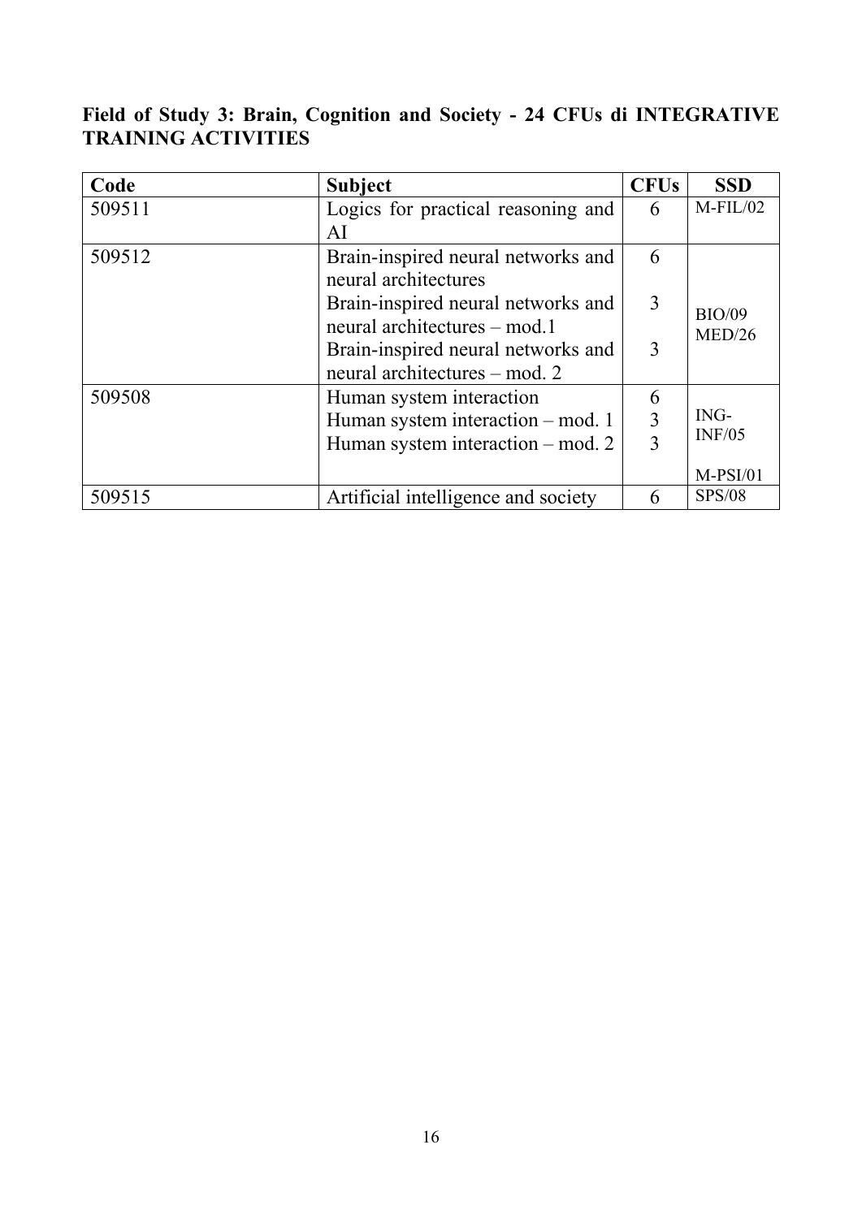**Field of Study 3: Brain, Cognition and Society - 24 CFUs di INTEGRATIVE TRAINING ACTIVITIES**

| Code | Subject | CFUs | SSD |
|---|---|---|---|
| 509511 | Logics for practical reasoning and AI | 6 | M-FIL/02 |
| 509512 | Brain-inspired neural networks and neural architectures | 6 | BIO/09 MED/26 |
| | Brain-inspired neural networks and neural architectures – mod.1 | 3 | |
| | Brain-inspired neural networks and neural architectures – mod. 2 | 3 | |
| 509508 | Human system interaction | 6 | ING-INF/05 M-PSI/01 |
| | Human system interaction – mod. 1 | 3 | |
| | Human system interaction – mod. 2 | 3 | |
| 509515 | Artificial intelligence and society | 6 | SPS/08 |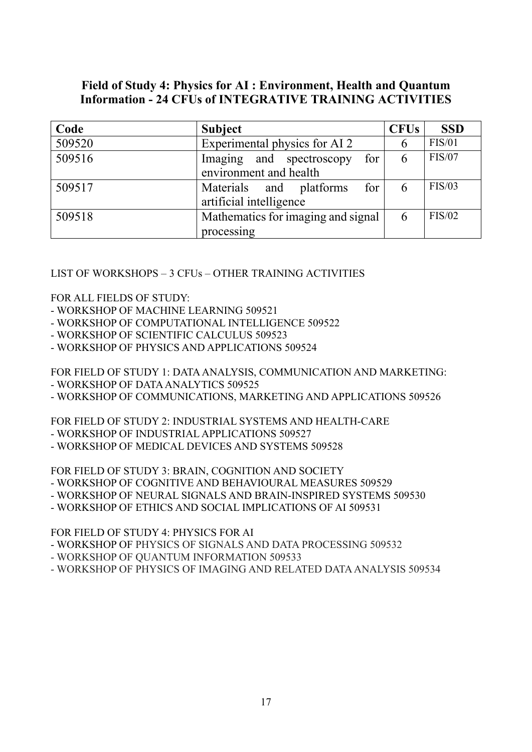## Field of Study 4: Physics for AI : Environment, Health and Quantum Information - 24 CFUs of INTEGRATIVE TRAINING ACTIVITIES

| Code | Subject | CFUs | SSD |
|---|---|---|---|
| 509520 | Experimental physics for AI 2 | 6 | FIS/01 |
| 509516 | Imaging and spectroscopy for environment and health | 6 | FIS/07 |
| 509517 | Materials and platforms for artificial intelligence | 6 | FIS/03 |
| 509518 | Mathematics for imaging and signal processing | 6 | FIS/02 |

LIST OF WORKSHOPS – 3 CFUs – OTHER TRAINING ACTIVITIES

FOR ALL FIELDS OF STUDY:

- WORKSHOP OF MACHINE LEARNING 509521
- WORKSHOP OF COMPUTATIONAL INTELLIGENCE 509522
- WORKSHOP OF SCIENTIFIC CALCULUS 509523
- WORKSHOP OF PHYSICS AND APPLICATIONS 509524

FOR FIELD OF STUDY 1: DATA ANALYSIS, COMMUNICATION AND MARKETING:

- WORKSHOP OF DATA ANALYTICS 509525
- WORKSHOP OF COMMUNICATIONS, MARKETING AND APPLICATIONS 509526

FOR FIELD OF STUDY 2: INDUSTRIAL SYSTEMS AND HEALTH-CARE

- WORKSHOP OF INDUSTRIAL APPLICATIONS 509527
- WORKSHOP OF MEDICAL DEVICES AND SYSTEMS 509528

FOR FIELD OF STUDY 3: BRAIN, COGNITION AND SOCIETY

- WORKSHOP OF COGNITIVE AND BEHAVIOURAL MEASURES 509529
- WORKSHOP OF NEURAL SIGNALS AND BRAIN-INSPIRED SYSTEMS 509530
- WORKSHOP OF ETHICS AND SOCIAL IMPLICATIONS OF AI 509531

FOR FIELD OF STUDY 4: PHYSICS FOR AI

- WORKSHOP OF PHYSICS OF SIGNALS AND DATA PROCESSING 509532
- WORKSHOP OF QUANTUM INFORMATION 509533
- WORKSHOP OF PHYSICS OF IMAGING AND RELATED DATA ANALYSIS 509534